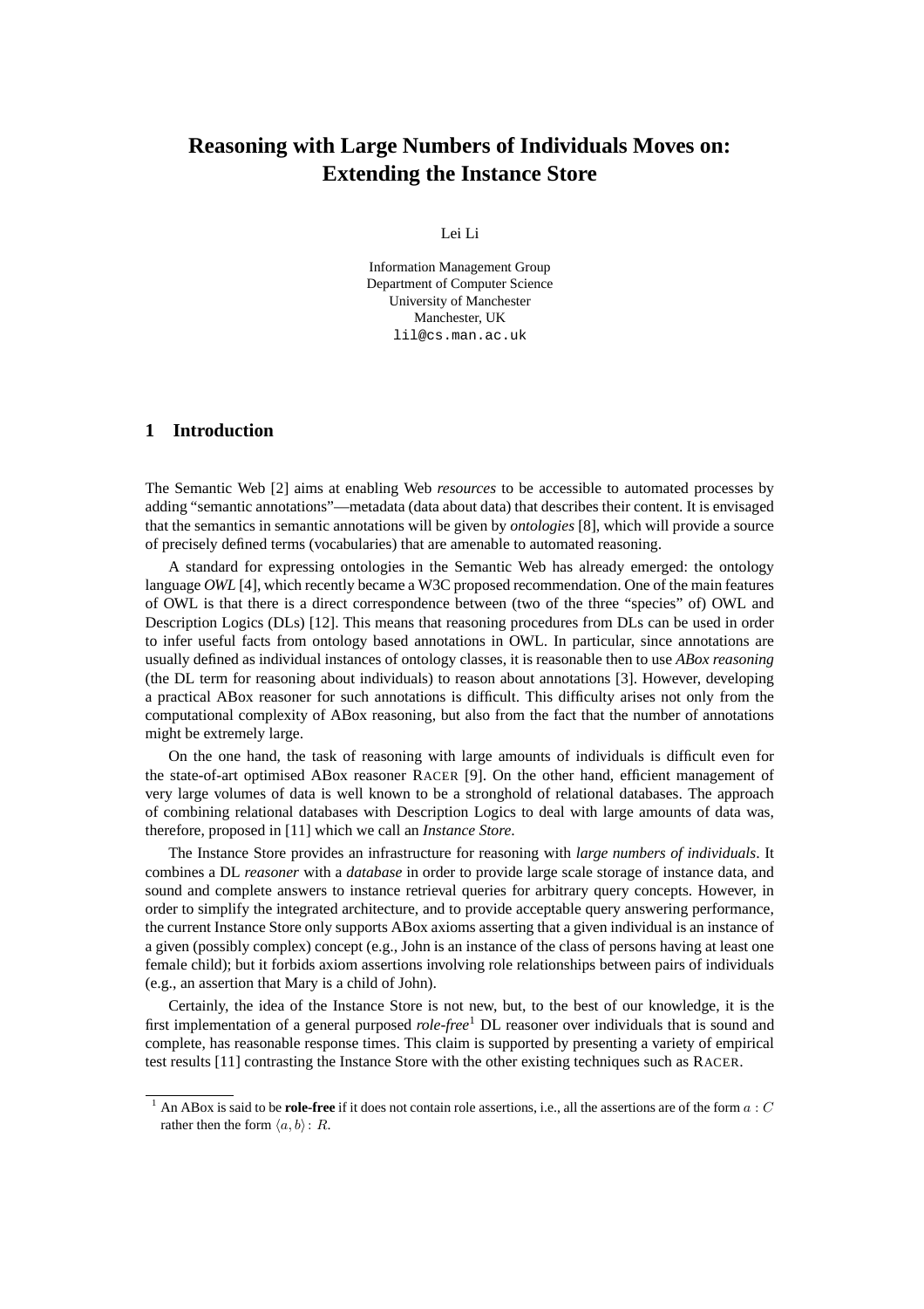# Reasoning with Large Numbers of Individuals Moves on: Extending the Instance Store

Lei Li

Information Management Group
Department of Computer Science
University of Manchester
Manchester, UK
lil@cs.man.ac.uk

## 1 Introduction

The Semantic Web [2] aims at enabling Web *resources* to be accessible to automated processes by adding "semantic annotations"—metadata (data about data) that describes their content. It is envisaged that the semantics in semantic annotations will be given by *ontologies* [8], which will provide a source of precisely defined terms (vocabularies) that are amenable to automated reasoning.

A standard for expressing ontologies in the Semantic Web has already emerged: the ontology language *OWL* [4], which recently became a W3C proposed recommendation. One of the main features of OWL is that there is a direct correspondence between (two of the three "species" of) OWL and Description Logics (DLs) [12]. This means that reasoning procedures from DLs can be used in order to infer useful facts from ontology based annotations in OWL. In particular, since annotations are usually defined as individual instances of ontology classes, it is reasonable then to use *ABox reasoning* (the DL term for reasoning about individuals) to reason about annotations [3]. However, developing a practical ABox reasoner for such annotations is difficult. This difficulty arises not only from the computational complexity of ABox reasoning, but also from the fact that the number of annotations might be extremely large.

On the one hand, the task of reasoning with large amounts of individuals is difficult even for the state-of-art optimised ABox reasoner RACER [9]. On the other hand, efficient management of very large volumes of data is well known to be a stronghold of relational databases. The approach of combining relational databases with Description Logics to deal with large amounts of data was, therefore, proposed in [11] which we call an *Instance Store*.

The Instance Store provides an infrastructure for reasoning with *large numbers of individuals*. It combines a DL *reasoner* with a *database* in order to provide large scale storage of instance data, and sound and complete answers to instance retrieval queries for arbitrary query concepts. However, in order to simplify the integrated architecture, and to provide acceptable query answering performance, the current Instance Store only supports ABox axioms asserting that a given individual is an instance of a given (possibly complex) concept (e.g., John is an instance of the class of persons having at least one female child); but it forbids axiom assertions involving role relationships between pairs of individuals (e.g., an assertion that Mary is a child of John).

Certainly, the idea of the Instance Store is not new, but, to the best of our knowledge, it is the first implementation of a general purposed *role-free*[1] DL reasoner over individuals that is sound and complete, has reasonable response times. This claim is supported by presenting a variety of empirical test results [11] contrasting the Instance Store with the other existing techniques such as RACER.

[1] An ABox is said to be **role-free** if it does not contain role assertions, i.e., all the assertions are of the form $a : C$ rather then the form $\langle a, b \rangle : R$.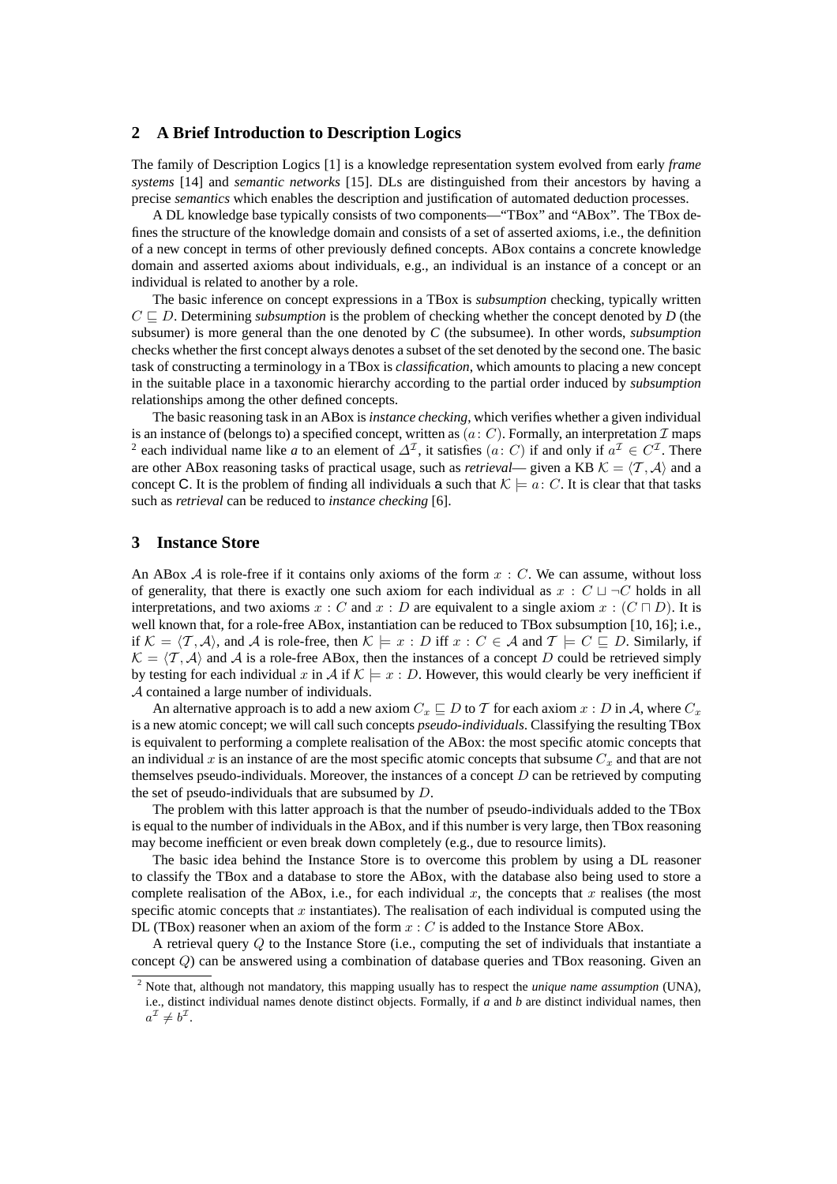## 2 A Brief Introduction to Description Logics

The family of Description Logics [1] is a knowledge representation system evolved from early *frame systems* [14] and *semantic networks* [15]. DLs are distinguished from their ancestors by having a precise *semantics* which enables the description and justification of automated deduction processes.

A DL knowledge base typically consists of two components—"TBox" and "ABox". The TBox defines the structure of the knowledge domain and consists of a set of asserted axioms, i.e., the definition of a new concept in terms of other previously defined concepts. ABox contains a concrete knowledge domain and asserted axioms about individuals, e.g., an individual is an instance of a concept or an individual is related to another by a role.

The basic inference on concept expressions in a TBox is *subsumption* checking, typically written $C \sqsubseteq D$. Determining *subsumption* is the problem of checking whether the concept denoted by *D* (the subsumer) is more general than the one denoted by *C* (the subsumee). In other words, *subsumption* checks whether the first concept always denotes a subset of the set denoted by the second one. The basic task of constructing a terminology in a TBox is *classification*, which amounts to placing a new concept in the suitable place in a taxonomic hierarchy according to the partial order induced by *subsumption* relationships among the other defined concepts.

The basic reasoning task in an ABox is *instance checking*, which verifies whether a given individual is an instance of (belongs to) a specified concept, written as $(a\colon C)$. Formally, an interpretation $\mathcal{I}$ maps [2] each individual name like *a* to an element of $\Delta^{\mathcal{I}}$, it satisfies $(a\colon C)$ if and only if $a^{\mathcal{I}} \in C^{\mathcal{I}}$. There are other ABox reasoning tasks of practical usage, such as *retrieval*— given a KB $\mathcal{K} = \langle \mathcal{T}, \mathcal{A} \rangle$ and a concept C. It is the problem of finding all individuals a such that $\mathcal{K} \models a\colon C$. It is clear that that tasks such as *retrieval* can be reduced to *instance checking* [6].

## 3 Instance Store

An ABox $\mathcal{A}$ is role-free if it contains only axioms of the form $x : C$. We can assume, without loss of generality, that there is exactly one such axiom for each individual as $x : C \sqcup \neg C$ holds in all interpretations, and two axioms $x : C$ and $x : D$ are equivalent to a single axiom $x : (C \sqcap D)$. It is well known that, for a role-free ABox, instantiation can be reduced to TBox subsumption [10, 16]; i.e., if $\mathcal{K} = \langle \mathcal{T}, \mathcal{A} \rangle$, and $\mathcal{A}$ is role-free, then $\mathcal{K} \models x : D$ iff $x : C \in \mathcal{A}$ and $\mathcal{T} \models C \sqsubseteq D$. Similarly, if $\mathcal{K} = \langle \mathcal{T}, \mathcal{A} \rangle$ and $\mathcal{A}$ is a role-free ABox, then the instances of a concept $D$ could be retrieved simply by testing for each individual $x$ in $\mathcal{A}$ if $\mathcal{K} \models x : D$. However, this would clearly be very inefficient if $\mathcal{A}$ contained a large number of individuals.

An alternative approach is to add a new axiom $C_x \sqsubseteq D$ to $\mathcal{T}$ for each axiom $x : D$ in $\mathcal{A}$, where $C_x$ is a new atomic concept; we will call such concepts *pseudo-individuals*. Classifying the resulting TBox is equivalent to performing a complete realisation of the ABox: the most specific atomic concepts that an individual $x$ is an instance of are the most specific atomic concepts that subsume $C_x$ and that are not themselves pseudo-individuals. Moreover, the instances of a concept $D$ can be retrieved by computing the set of pseudo-individuals that are subsumed by $D$.

The problem with this latter approach is that the number of pseudo-individuals added to the TBox is equal to the number of individuals in the ABox, and if this number is very large, then TBox reasoning may become inefficient or even break down completely (e.g., due to resource limits).

The basic idea behind the Instance Store is to overcome this problem by using a DL reasoner to classify the TBox and a database to store the ABox, with the database also being used to store a complete realisation of the ABox, i.e., for each individual $x$, the concepts that $x$ realises (the most specific atomic concepts that $x$ instantiates). The realisation of each individual is computed using the DL (TBox) reasoner when an axiom of the form $x : C$ is added to the Instance Store ABox.

A retrieval query $Q$ to the Instance Store (i.e., computing the set of individuals that instantiate a concept $Q$) can be answered using a combination of database queries and TBox reasoning. Given an

[2] Note that, although not mandatory, this mapping usually has to respect the *unique name assumption* (UNA), i.e., distinct individual names denote distinct objects. Formally, if *a* and *b* are distinct individual names, then $a^{\mathcal{I}} \neq b^{\mathcal{I}}$.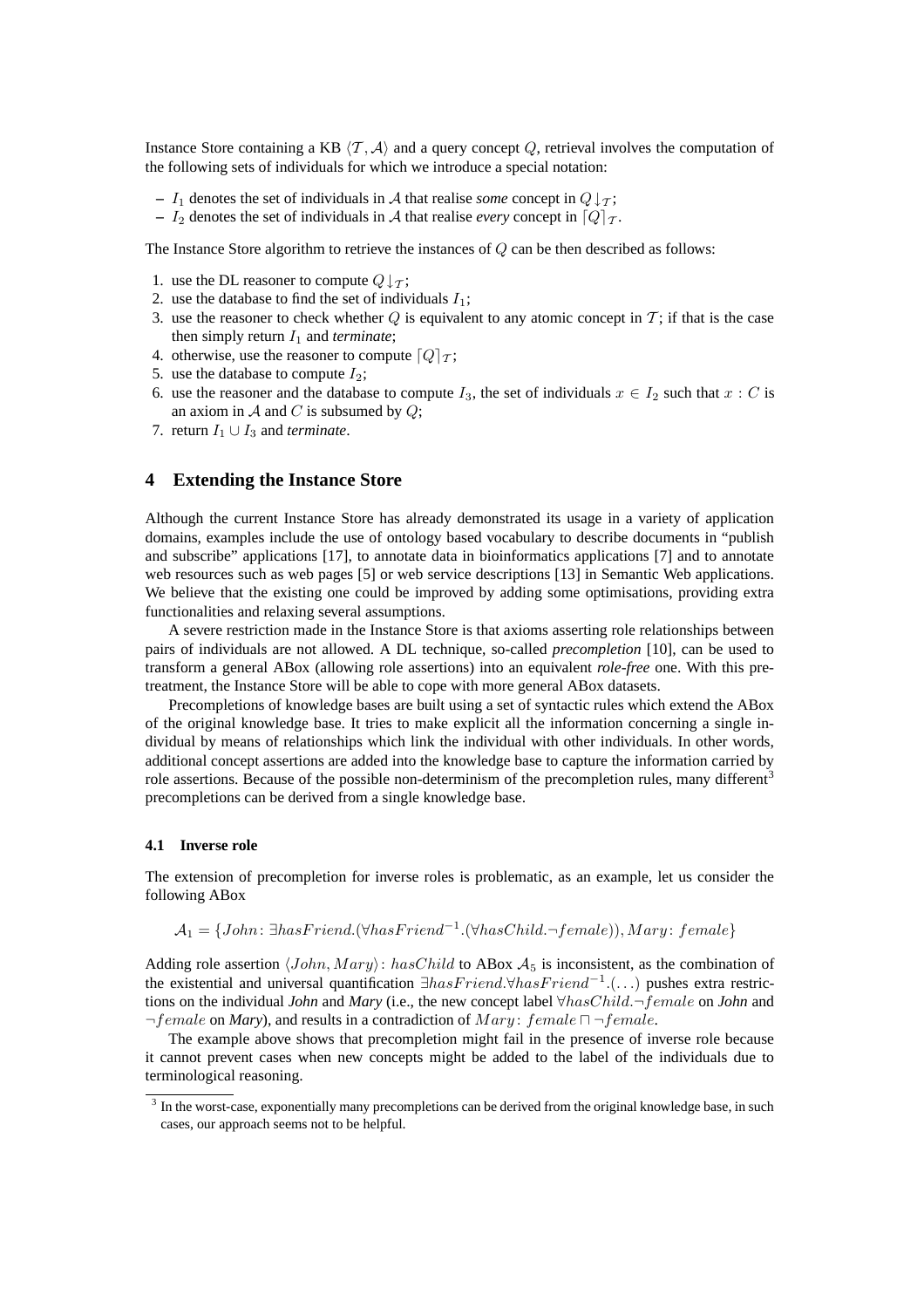Instance Store containing a KB $\langle \mathcal{T}, \mathcal{A} \rangle$ and a query concept $Q$, retrieval involves the computation of the following sets of individuals for which we introduce a special notation:

- $I_1$ denotes the set of individuals in $\mathcal{A}$ that realise *some* concept in $Q\downarrow_{\mathcal{T}}$;
- $I_2$ denotes the set of individuals in $\mathcal{A}$ that realise *every* concept in $\lceil Q \rceil_{\mathcal{T}}$.

The Instance Store algorithm to retrieve the instances of $Q$ can be then described as follows:

1. use the DL reasoner to compute $Q\downarrow_{\mathcal{T}}$;
2. use the database to find the set of individuals $I_1$;
3. use the reasoner to check whether $Q$ is equivalent to any atomic concept in $\mathcal{T}$; if that is the case then simply return $I_1$ and *terminate*;
4. otherwise, use the reasoner to compute $\lceil Q \rceil_{\mathcal{T}}$;
5. use the database to compute $I_2$;
6. use the reasoner and the database to compute $I_3$, the set of individuals $x \in I_2$ such that $x : C$ is an axiom in $\mathcal{A}$ and $C$ is subsumed by $Q$;
7. return $I_1 \cup I_3$ and *terminate*.

## 4 Extending the Instance Store

Although the current Instance Store has already demonstrated its usage in a variety of application domains, examples include the use of ontology based vocabulary to describe documents in "publish and subscribe" applications [17], to annotate data in bioinformatics applications [7] and to annotate web resources such as web pages [5] or web service descriptions [13] in Semantic Web applications. We believe that the existing one could be improved by adding some optimisations, providing extra functionalities and relaxing several assumptions.

A severe restriction made in the Instance Store is that axioms asserting role relationships between pairs of individuals are not allowed. A DL technique, so-called *precompletion* [10], can be used to transform a general ABox (allowing role assertions) into an equivalent *role-free* one. With this pretreatment, the Instance Store will be able to cope with more general ABox datasets.

Precompletions of knowledge bases are built using a set of syntactic rules which extend the ABox of the original knowledge base. It tries to make explicit all the information concerning a single individual by means of relationships which link the individual with other individuals. In other words, additional concept assertions are added into the knowledge base to capture the information carried by role assertions. Because of the possible non-determinism of the precompletion rules, many different[3] precompletions can be derived from a single knowledge base.

### 4.1 Inverse role

The extension of precompletion for inverse roles is problematic, as an example, let us consider the following ABox

$$\mathcal{A}_1 = \{John\colon \exists hasFriend.(\forall hasFriend^{-1}.(\forall hasChild.\neg female)), Mary\colon female\}$$

Adding role assertion $\langle John, Mary\rangle\colon hasChild$ to ABox $\mathcal{A}_5$ is inconsistent, as the combination of the existential and universal quantification $\exists hasFriend.\forall hasFriend^{-1}.(\ldots)$ pushes extra restrictions on the individual ***John*** and ***Mary*** (i.e., the new concept label $\forall hasChild.\neg female$ on ***John*** and $\neg female$ on ***Mary***), and results in a contradiction of $Mary\colon female \sqcap \neg female$.

The example above shows that precompletion might fail in the presence of inverse role because it cannot prevent cases when new concepts might be added to the label of the individuals due to terminological reasoning.

[3] In the worst-case, exponentially many precompletions can be derived from the original knowledge base, in such cases, our approach seems not to be helpful.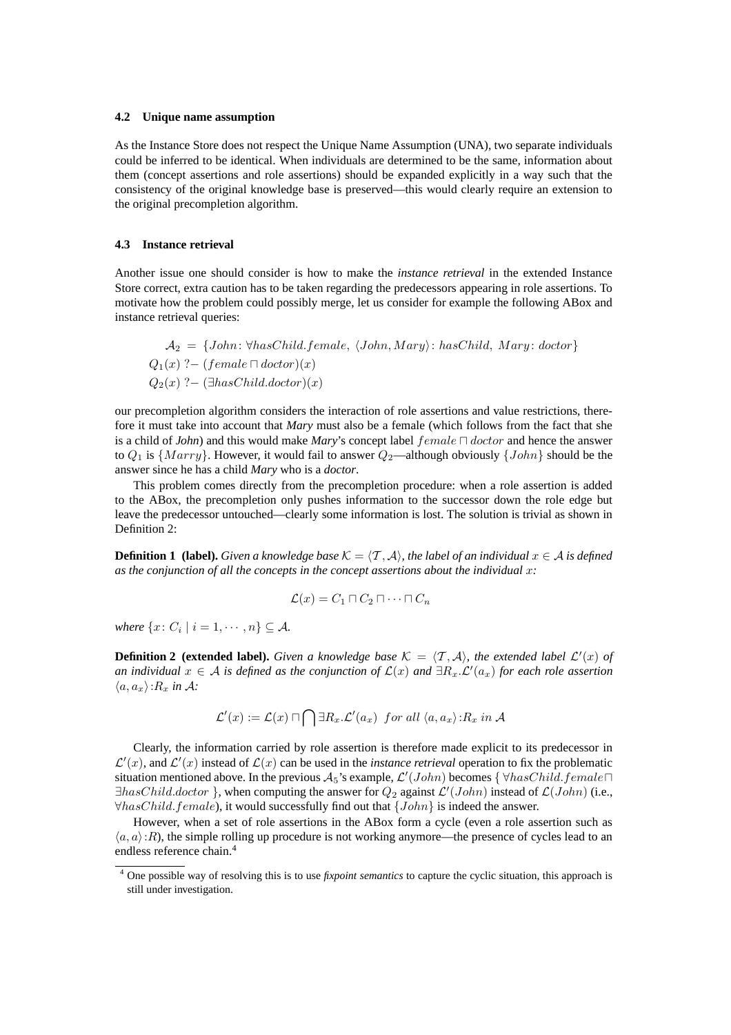### 4.2 Unique name assumption

As the Instance Store does not respect the Unique Name Assumption (UNA), two separate individuals could be inferred to be identical. When individuals are determined to be the same, information about them (concept assertions and role assertions) should be expanded explicitly in a way such that the consistency of the original knowledge base is preserved—this would clearly require an extension to the original precompletion algorithm.

### 4.3 Instance retrieval

Another issue one should consider is how to make the *instance retrieval* in the extended Instance Store correct, extra caution has to be taken regarding the predecessors appearing in role assertions. To motivate how the problem could possibly merge, let us consider for example the following ABox and instance retrieval queries:

$$\mathcal{A}_2 = \{John\colon \forall hasChild.female,\ \langle John, Mary\rangle\colon hasChild,\ Mary\colon doctor\}$$
$$Q_1(x)\ ?-\ (female \sqcap doctor)(x)$$
$$Q_2(x)\ ?-\ (\exists hasChild.doctor)(x)$$

our precompletion algorithm considers the interaction of role assertions and value restrictions, therefore it must take into account that ***Mary*** must also be a female (which follows from the fact that she is a child of ***John***) and this would make ***Mary***'s concept label $female \sqcap doctor$ and hence the answer to $Q_1$ is $\{Marry\}$. However, it would fail to answer $Q_2$—although obviously $\{John\}$ should be the answer since he has a child ***Mary*** who is a ***doctor***.

This problem comes directly from the precompletion procedure: when a role assertion is added to the ABox, the precompletion only pushes information to the successor down the role edge but leave the predecessor untouched—clearly some information is lost. The solution is trivial as shown in Definition 2:

**Definition 1 (label).** *Given a knowledge base $\mathcal{K} = \langle \mathcal{T}, \mathcal{A}\rangle$, the label of an individual $x \in \mathcal{A}$ is defined as the conjunction of all the concepts in the concept assertions about the individual $x$:*

$$\mathcal{L}(x) = C_1 \sqcap C_2 \sqcap \cdots \sqcap C_n$$

*where $\{x\colon C_i \mid i = 1, \cdots, n\} \subseteq \mathcal{A}$.*

**Definition 2 (extended label).** *Given a knowledge base $\mathcal{K} = \langle \mathcal{T}, \mathcal{A}\rangle$, the extended label $\mathcal{L}'(x)$ of an individual $x \in \mathcal{A}$ is defined as the conjunction of $\mathcal{L}(x)$ and $\exists R_x.\mathcal{L}'(a_x)$ for each role assertion $\langle a, a_x\rangle\colon R_x$ in $\mathcal{A}$:*

$$\mathcal{L}'(x) := \mathcal{L}(x) \sqcap \bigcap \exists R_x.\mathcal{L}'(a_x) \ \ for\ all\ \langle a, a_x\rangle\colon R_x\ in\ \mathcal{A}$$

Clearly, the information carried by role assertion is therefore made explicit to its predecessor in $\mathcal{L}'(x)$, and $\mathcal{L}'(x)$ instead of $\mathcal{L}(x)$ can be used in the *instance retrieval* operation to fix the problematic situation mentioned above. In the previous $\mathcal{A}_5$'s example, $\mathcal{L}'(John)$ becomes $\{\ \forall hasChild.female \sqcap \exists hasChild.doctor\ \}$, when computing the answer for $Q_2$ against $\mathcal{L}'(John)$ instead of $\mathcal{L}(John)$ (i.e., $\forall hasChild.female$), it would successfully find out that $\{John\}$ is indeed the answer.

However, when a set of role assertions in the ABox form a cycle (even a role assertion such as $\langle a, a\rangle\colon R$), the simple rolling up procedure is not working anymore—the presence of cycles lead to an endless reference chain.[4]

[4] One possible way of resolving this is to use *fixpoint semantics* to capture the cyclic situation, this approach is still under investigation.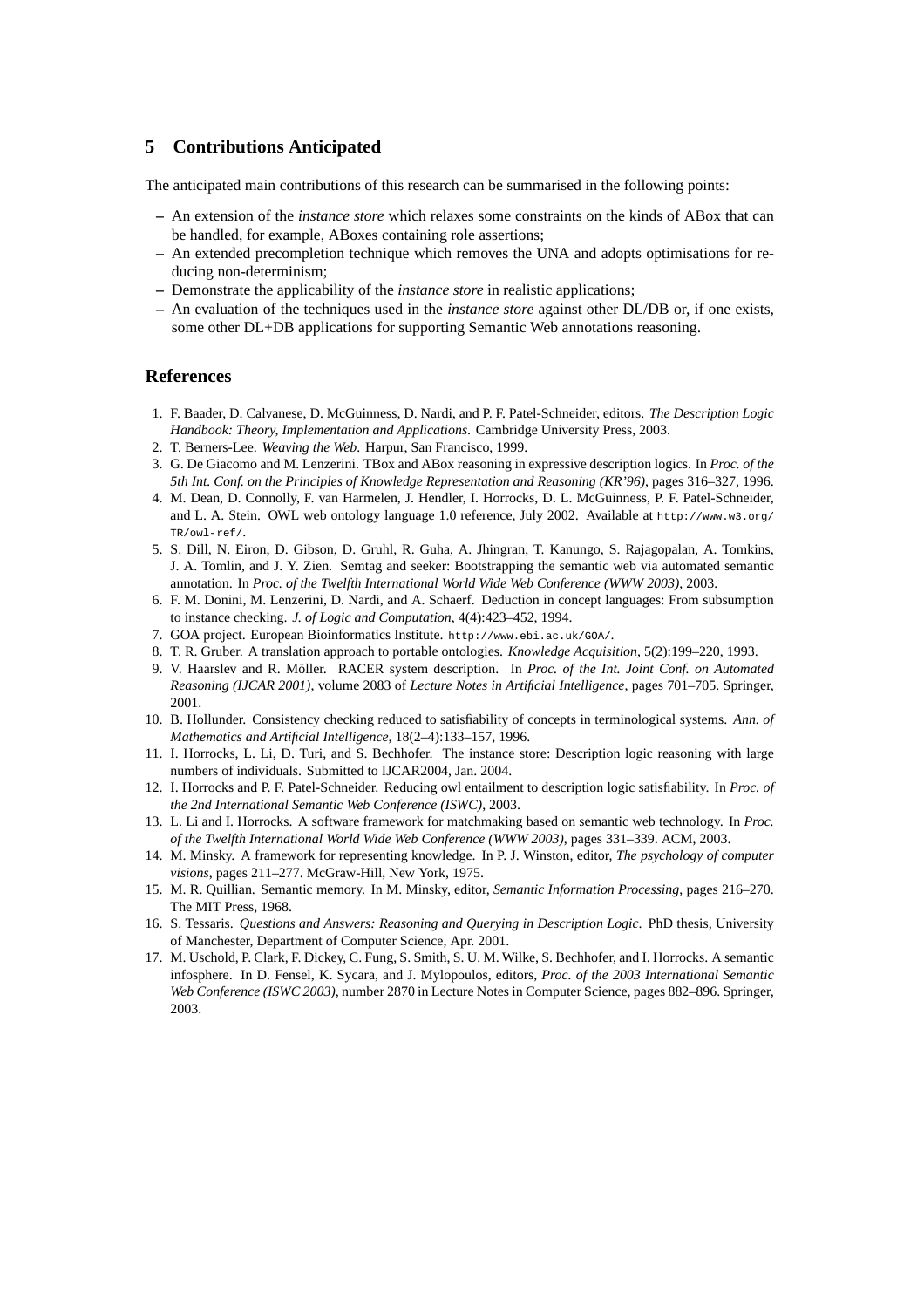## 5 Contributions Anticipated

The anticipated main contributions of this research can be summarised in the following points:

- An extension of the *instance store* which relaxes some constraints on the kinds of ABox that can be handled, for example, ABoxes containing role assertions;
- An extended precompletion technique which removes the UNA and adopts optimisations for reducing non-determinism;
- Demonstrate the applicability of the *instance store* in realistic applications;
- An evaluation of the techniques used in the *instance store* against other DL/DB or, if one exists, some other DL+DB applications for supporting Semantic Web annotations reasoning.

## References

1. F. Baader, D. Calvanese, D. McGuinness, D. Nardi, and P. F. Patel-Schneider, editors. *The Description Logic Handbook: Theory, Implementation and Applications.* Cambridge University Press, 2003.
2. T. Berners-Lee. *Weaving the Web*. Harpur, San Francisco, 1999.
3. G. De Giacomo and M. Lenzerini. TBox and ABox reasoning in expressive description logics. In *Proc. of the 5th Int. Conf. on the Principles of Knowledge Representation and Reasoning (KR'96)*, pages 316–327, 1996.
4. M. Dean, D. Connolly, F. van Harmelen, J. Hendler, I. Horrocks, D. L. McGuinness, P. F. Patel-Schneider, and L. A. Stein. OWL web ontology language 1.0 reference, July 2002. Available at `http://www.w3.org/TR/owl-ref/`.
5. S. Dill, N. Eiron, D. Gibson, D. Gruhl, R. Guha, A. Jhingran, T. Kanungo, S. Rajagopalan, A. Tomkins, J. A. Tomlin, and J. Y. Zien. Semtag and seeker: Bootstrapping the semantic web via automated semantic annotation. In *Proc. of the Twelfth International World Wide Web Conference (WWW 2003)*, 2003.
6. F. M. Donini, M. Lenzerini, D. Nardi, and A. Schaerf. Deduction in concept languages: From subsumption to instance checking. *J. of Logic and Computation*, 4(4):423–452, 1994.
7. GOA project. European Bioinformatics Institute. `http://www.ebi.ac.uk/GOA/`.
8. T. R. Gruber. A translation approach to portable ontologies. *Knowledge Acquisition*, 5(2):199–220, 1993.
9. V. Haarslev and R. Möller. RACER system description. In *Proc. of the Int. Joint Conf. on Automated Reasoning (IJCAR 2001)*, volume 2083 of *Lecture Notes in Artificial Intelligence*, pages 701–705. Springer, 2001.
10. B. Hollunder. Consistency checking reduced to satisfiability of concepts in terminological systems. *Ann. of Mathematics and Artificial Intelligence*, 18(2–4):133–157, 1996.
11. I. Horrocks, L. Li, D. Turi, and S. Bechhofer. The instance store: Description logic reasoning with large numbers of individuals. Submitted to IJCAR2004, Jan. 2004.
12. I. Horrocks and P. F. Patel-Schneider. Reducing owl entailment to description logic satisfiability. In *Proc. of the 2nd International Semantic Web Conference (ISWC)*, 2003.
13. L. Li and I. Horrocks. A software framework for matchmaking based on semantic web technology. In *Proc. of the Twelfth International World Wide Web Conference (WWW 2003)*, pages 331–339. ACM, 2003.
14. M. Minsky. A framework for representing knowledge. In P. J. Winston, editor, *The psychology of computer visions*, pages 211–277. McGraw-Hill, New York, 1975.
15. M. R. Quillian. Semantic memory. In M. Minsky, editor, *Semantic Information Processing*, pages 216–270. The MIT Press, 1968.
16. S. Tessaris. *Questions and Answers: Reasoning and Querying in Description Logic*. PhD thesis, University of Manchester, Department of Computer Science, Apr. 2001.
17. M. Uschold, P. Clark, F. Dickey, C. Fung, S. Smith, S. U. M. Wilke, S. Bechhofer, and I. Horrocks. A semantic infosphere. In D. Fensel, K. Sycara, and J. Mylopoulos, editors, *Proc. of the 2003 International Semantic Web Conference (ISWC 2003)*, number 2870 in Lecture Notes in Computer Science, pages 882–896. Springer, 2003.